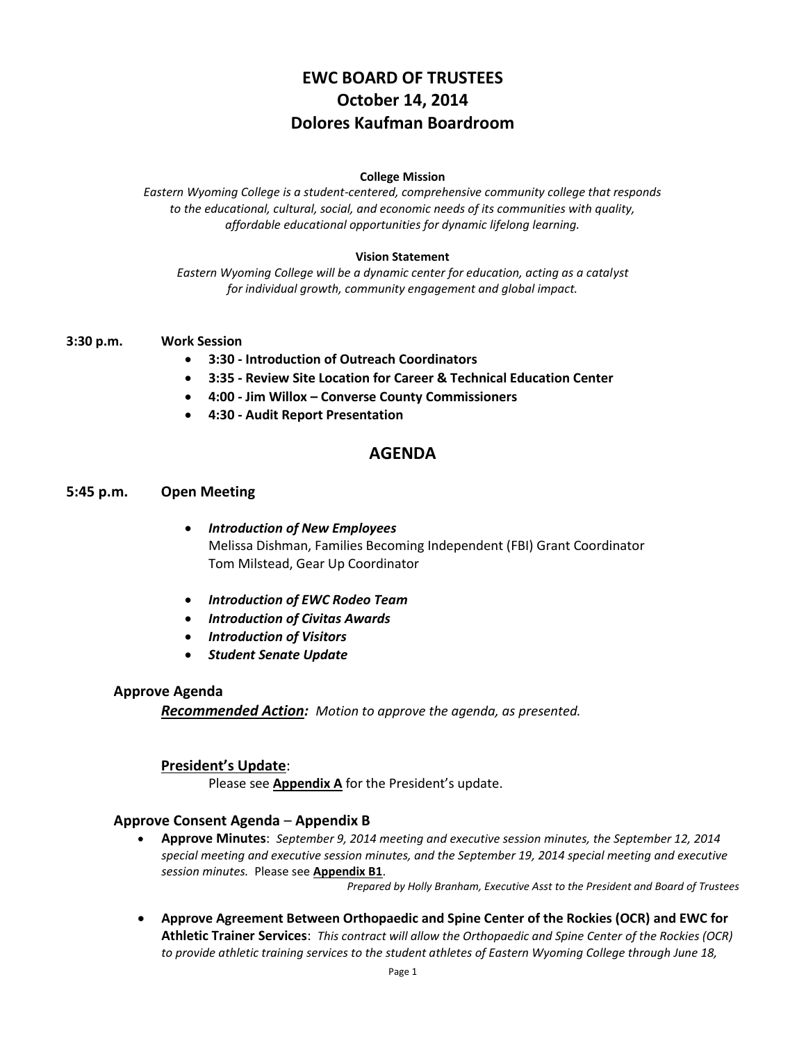# EWC BOARD OF TRUSTEES
# October 14, 2014
# Dolores Kaufman Boardroom

**College Mission**

*Eastern Wyoming College is a student-centered, comprehensive community college that responds to the educational, cultural, social, and economic needs of its communities with quality, affordable educational opportunities for dynamic lifelong learning.*

**Vision Statement**

*Eastern Wyoming College will be a dynamic center for education, acting as a catalyst for individual growth, community engagement and global impact.*

**3:30 p.m.** **Work Session**

- **3:30 - Introduction of Outreach Coordinators**
- **3:35 - Review Site Location for Career & Technical Education Center**
- **4:00 - Jim Willox – Converse County Commissioners**
- **4:30 - Audit Report Presentation**

## AGENDA

### 5:45 p.m. Open Meeting

- ***Introduction of New Employees***
  Melissa Dishman, Families Becoming Independent (FBI) Grant Coordinator
  Tom Milstead, Gear Up Coordinator
- ***Introduction of EWC Rodeo Team***
- ***Introduction of Civitas Awards***
- ***Introduction of Visitors***
- ***Student Senate Update***

### Approve Agenda

***Recommended Action:*** *Motion to approve the agenda, as presented.*

**President's Update**:

Please see **Appendix A** for the President's update.

### Approve Consent Agenda – Appendix B

- **Approve Minutes**: *September 9, 2014 meeting and executive session minutes, the September 12, 2014 special meeting and executive session minutes, and the September 19, 2014 special meeting and executive session minutes.* Please see **Appendix B1**.

  *Prepared by Holly Branham, Executive Asst to the President and Board of Trustees*

- **Approve Agreement Between Orthopaedic and Spine Center of the Rockies (OCR) and EWC for Athletic Trainer Services**: *This contract will allow the Orthopaedic and Spine Center of the Rockies (OCR) to provide athletic training services to the student athletes of Eastern Wyoming College through June 18,*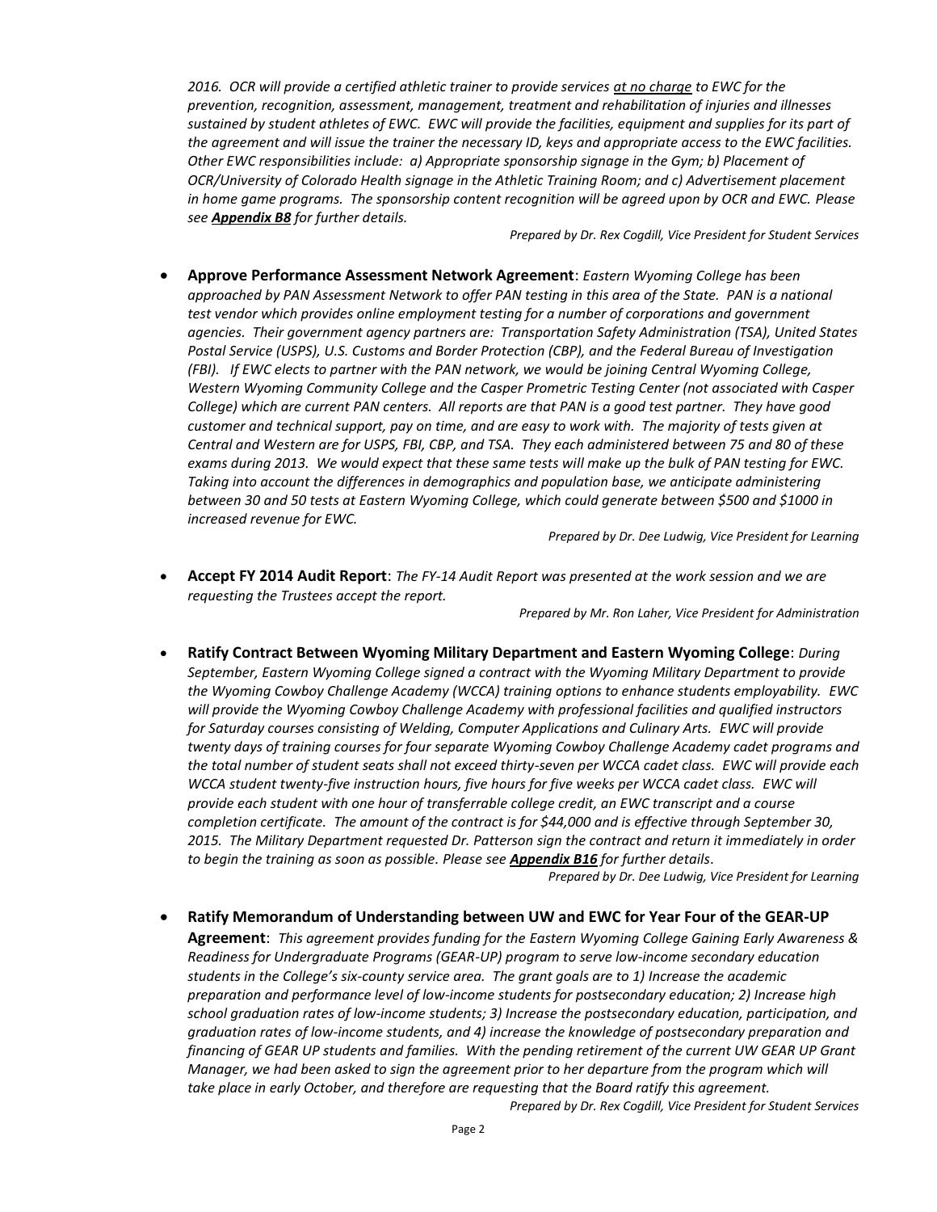*2016. OCR will provide a certified athletic trainer to provide services <u>at no charge</u> to EWC for the prevention, recognition, assessment, management, treatment and rehabilitation of injuries and illnesses sustained by student athletes of EWC. EWC will provide the facilities, equipment and supplies for its part of the agreement and will issue the trainer the necessary ID, keys and appropriate access to the EWC facilities. Other EWC responsibilities include: a) Appropriate sponsorship signage in the Gym; b) Placement of OCR/University of Colorado Health signage in the Athletic Training Room; and c) Advertisement placement in home game programs. The sponsorship content recognition will be agreed upon by OCR and EWC. Please see **Appendix B8** for further details.*

*Prepared by Dr. Rex Cogdill, Vice President for Student Services*

- **Approve Performance Assessment Network Agreement**: *Eastern Wyoming College has been approached by PAN Assessment Network to offer PAN testing in this area of the State. PAN is a national test vendor which provides online employment testing for a number of corporations and government agencies. Their government agency partners are: Transportation Safety Administration (TSA), United States Postal Service (USPS), U.S. Customs and Border Protection (CBP), and the Federal Bureau of Investigation (FBI). If EWC elects to partner with the PAN network, we would be joining Central Wyoming College, Western Wyoming Community College and the Casper Prometric Testing Center (not associated with Casper College) which are current PAN centers. All reports are that PAN is a good test partner. They have good customer and technical support, pay on time, and are easy to work with. The majority of tests given at Central and Western are for USPS, FBI, CBP, and TSA. They each administered between 75 and 80 of these exams during 2013. We would expect that these same tests will make up the bulk of PAN testing for EWC. Taking into account the differences in demographics and population base, we anticipate administering between 30 and 50 tests at Eastern Wyoming College, which could generate between \$500 and \$1000 in increased revenue for EWC.*

  *Prepared by Dr. Dee Ludwig, Vice President for Learning*

- **Accept FY 2014 Audit Report**: *The FY-14 Audit Report was presented at the work session and we are requesting the Trustees accept the report.*

  *Prepared by Mr. Ron Laher, Vice President for Administration*

- **Ratify Contract Between Wyoming Military Department and Eastern Wyoming College**: *During September, Eastern Wyoming College signed a contract with the Wyoming Military Department to provide the Wyoming Cowboy Challenge Academy (WCCA) training options to enhance students employability. EWC will provide the Wyoming Cowboy Challenge Academy with professional facilities and qualified instructors for Saturday courses consisting of Welding, Computer Applications and Culinary Arts. EWC will provide twenty days of training courses for four separate Wyoming Cowboy Challenge Academy cadet programs and the total number of student seats shall not exceed thirty-seven per WCCA cadet class. EWC will provide each WCCA student twenty-five instruction hours, five hours for five weeks per WCCA cadet class. EWC will provide each student with one hour of transferrable college credit, an EWC transcript and a course completion certificate. The amount of the contract is for \$44,000 and is effective through September 30, 2015. The Military Department requested Dr. Patterson sign the contract and return it immediately in order to begin the training as soon as possible. Please see **Appendix B16** for further details.*

  *Prepared by Dr. Dee Ludwig, Vice President for Learning*

- **Ratify Memorandum of Understanding between UW and EWC for Year Four of the GEAR-UP Agreement**: *This agreement provides funding for the Eastern Wyoming College Gaining Early Awareness & Readiness for Undergraduate Programs (GEAR-UP) program to serve low-income secondary education students in the College's six-county service area. The grant goals are to 1) Increase the academic preparation and performance level of low-income students for postsecondary education; 2) Increase high school graduation rates of low-income students; 3) Increase the postsecondary education, participation, and graduation rates of low-income students, and 4) increase the knowledge of postsecondary preparation and financing of GEAR UP students and families. With the pending retirement of the current UW GEAR UP Grant Manager, we had been asked to sign the agreement prior to her departure from the program which will take place in early October, and therefore are requesting that the Board ratify this agreement.*

  *Prepared by Dr. Rex Cogdill, Vice President for Student Services*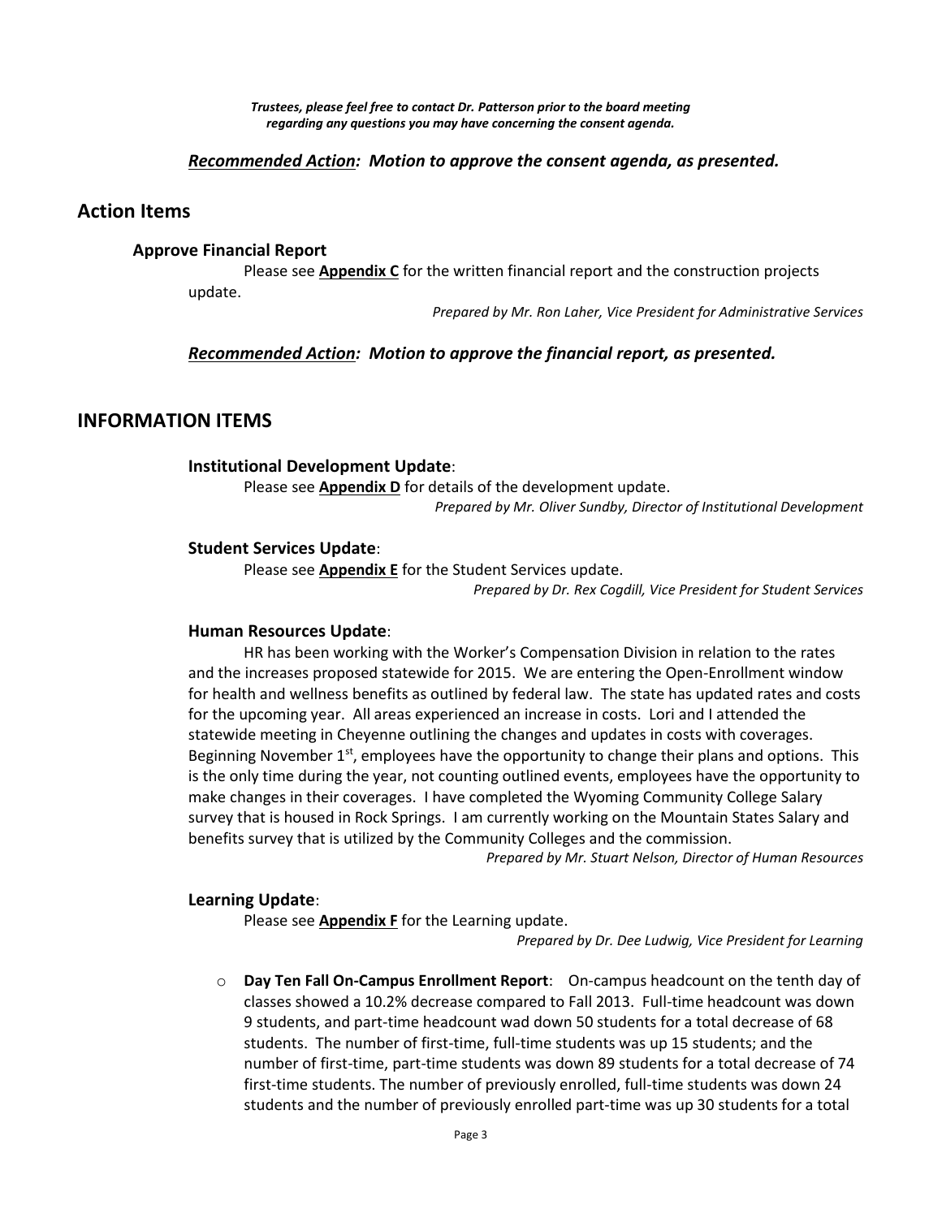*Trustees, please feel free to contact Dr. Patterson prior to the board meeting regarding any questions you may have concerning the consent agenda.*

***Recommended Action**: Motion to approve the consent agenda, as presented.*

## Action Items

### Approve Financial Report

Please see **Appendix C** for the written financial report and the construction projects update.

*Prepared by Mr. Ron Laher, Vice President for Administrative Services*

***Recommended Action**: Motion to approve the financial report, as presented.*

## INFORMATION ITEMS

### Institutional Development Update:

Please see **Appendix D** for details of the development update.

*Prepared by Mr. Oliver Sundby, Director of Institutional Development*

### Student Services Update:

Please see **Appendix E** for the Student Services update.

*Prepared by Dr. Rex Cogdill, Vice President for Student Services*

### Human Resources Update:

HR has been working with the Worker's Compensation Division in relation to the rates and the increases proposed statewide for 2015. We are entering the Open-Enrollment window for health and wellness benefits as outlined by federal law. The state has updated rates and costs for the upcoming year. All areas experienced an increase in costs. Lori and I attended the statewide meeting in Cheyenne outlining the changes and updates in costs with coverages. Beginning November 1st, employees have the opportunity to change their plans and options. This is the only time during the year, not counting outlined events, employees have the opportunity to make changes in their coverages. I have completed the Wyoming Community College Salary survey that is housed in Rock Springs. I am currently working on the Mountain States Salary and benefits survey that is utilized by the Community Colleges and the commission.

*Prepared by Mr. Stuart Nelson, Director of Human Resources*

### Learning Update:

Please see **Appendix F** for the Learning update.

*Prepared by Dr. Dee Ludwig, Vice President for Learning*

- **Day Ten Fall On-Campus Enrollment Report**: On-campus headcount on the tenth day of classes showed a 10.2% decrease compared to Fall 2013. Full-time headcount was down 9 students, and part-time headcount wad down 50 students for a total decrease of 68 students. The number of first-time, full-time students was up 15 students; and the number of first-time, part-time students was down 89 students for a total decrease of 74 first-time students. The number of previously enrolled, full-time students was down 24 students and the number of previously enrolled part-time was up 30 students for a total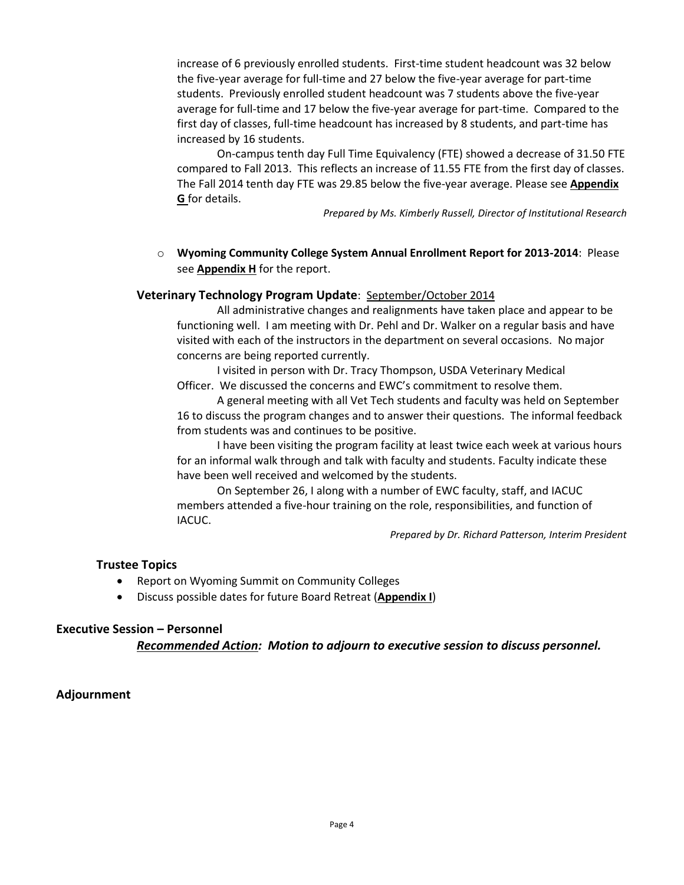increase of 6 previously enrolled students. First-time student headcount was 32 below the five-year average for full-time and 27 below the five-year average for part-time students. Previously enrolled student headcount was 7 students above the five-year average for full-time and 17 below the five-year average for part-time. Compared to the first day of classes, full-time headcount has increased by 8 students, and part-time has increased by 16 students.

On-campus tenth day Full Time Equivalency (FTE) showed a decrease of 31.50 FTE compared to Fall 2013. This reflects an increase of 11.55 FTE from the first day of classes. The Fall 2014 tenth day FTE was 29.85 below the five-year average. Please see **Appendix G** for details.

*Prepared by Ms. Kimberly Russell, Director of Institutional Research*

- **Wyoming Community College System Annual Enrollment Report for 2013-2014**: Please see **Appendix H** for the report.

**Veterinary Technology Program Update**: September/October 2014

All administrative changes and realignments have taken place and appear to be functioning well. I am meeting with Dr. Pehl and Dr. Walker on a regular basis and have visited with each of the instructors in the department on several occasions. No major concerns are being reported currently.

I visited in person with Dr. Tracy Thompson, USDA Veterinary Medical Officer. We discussed the concerns and EWC's commitment to resolve them.

A general meeting with all Vet Tech students and faculty was held on September 16 to discuss the program changes and to answer their questions. The informal feedback from students was and continues to be positive.

I have been visiting the program facility at least twice each week at various hours for an informal walk through and talk with faculty and students. Faculty indicate these have been well received and welcomed by the students.

On September 26, I along with a number of EWC faculty, staff, and IACUC members attended a five-hour training on the role, responsibilities, and function of IACUC.

*Prepared by Dr. Richard Patterson, Interim President*

### Trustee Topics

- Report on Wyoming Summit on Community Colleges
- Discuss possible dates for future Board Retreat (**Appendix I**)

### Executive Session – Personnel

***Recommended Action**: Motion to adjourn to executive session to discuss personnel.*

### Adjournment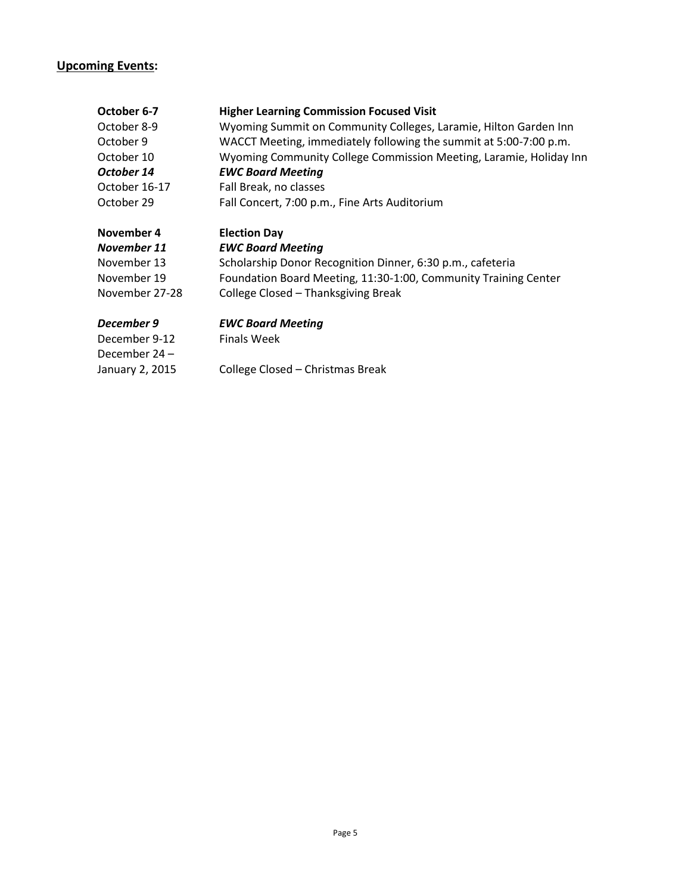**Upcoming Events:**

| | |
|---|---|
| **October 6-7** | **Higher Learning Commission Focused Visit** |
| October 8-9 | Wyoming Summit on Community Colleges, Laramie, Hilton Garden Inn |
| October 9 | WACCT Meeting, immediately following the summit at 5:00-7:00 p.m. |
| October 10 | Wyoming Community College Commission Meeting, Laramie, Holiday Inn |
| ***October 14*** | ***EWC Board Meeting*** |
| October 16-17 | Fall Break, no classes |
| October 29 | Fall Concert, 7:00 p.m., Fine Arts Auditorium |
| **November 4** | **Election Day** |
| ***November 11*** | ***EWC Board Meeting*** |
| November 13 | Scholarship Donor Recognition Dinner, 6:30 p.m., cafeteria |
| November 19 | Foundation Board Meeting, 11:30-1:00, Community Training Center |
| November 27-28 | College Closed – Thanksgiving Break |
| ***December 9*** | ***EWC Board Meeting*** |
| December 9-12 | Finals Week |
| December 24 – January 2, 2015 | College Closed – Christmas Break |